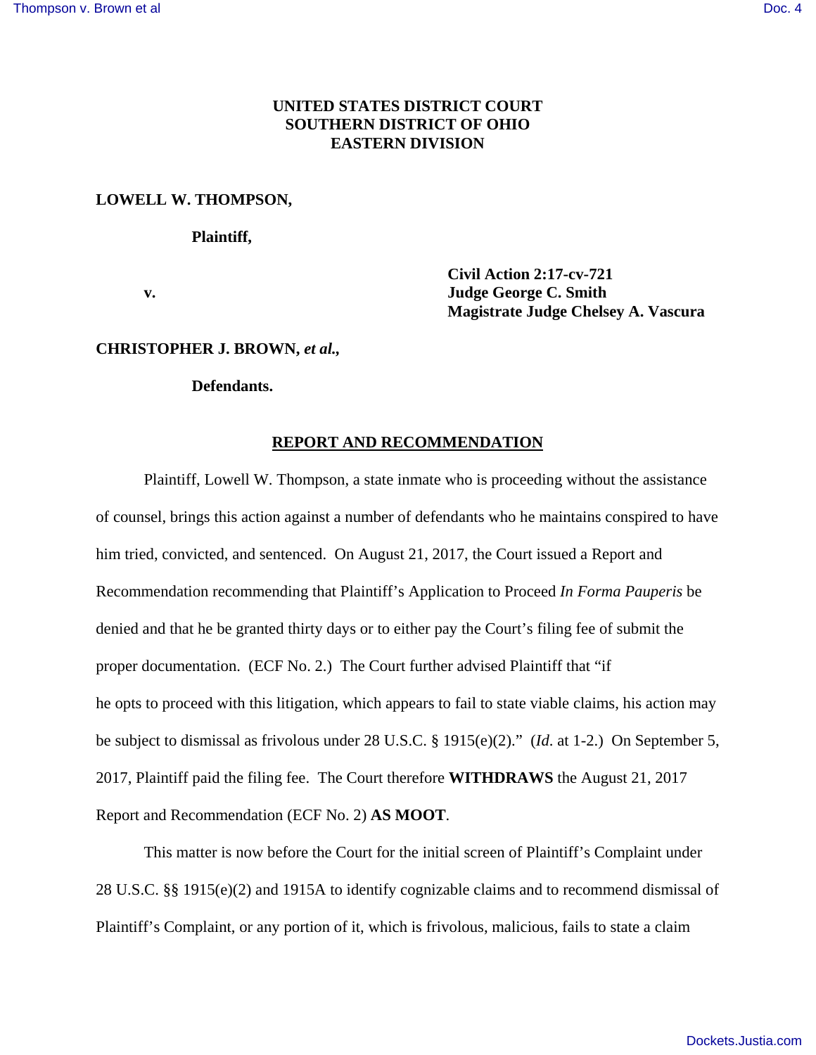**UNITED STATES DISTRICT COURT**
**SOUTHERN DISTRICT OF OHIO**
**EASTERN DIVISION**

**LOWELL W. THOMPSON,**

**Plaintiff,**

**v.**

**Civil Action 2:17-cv-721**
**Judge George C. Smith**
**Magistrate Judge Chelsey A. Vascura**

**CHRISTOPHER J. BROWN, *et al.*,**

**Defendants.**

## REPORT AND RECOMMENDATION

Plaintiff, Lowell W. Thompson, a state inmate who is proceeding without the assistance of counsel, brings this action against a number of defendants who he maintains conspired to have him tried, convicted, and sentenced. On August 21, 2017, the Court issued a Report and Recommendation recommending that Plaintiff's Application to Proceed *In Forma Pauperis* be denied and that he be granted thirty days or to either pay the Court's filing fee of submit the proper documentation. (ECF No. 2.) The Court further advised Plaintiff that "if he opts to proceed with this litigation, which appears to fail to state viable claims, his action may be subject to dismissal as frivolous under 28 U.S.C. § 1915(e)(2)." (*Id*. at 1-2.) On September 5, 2017, Plaintiff paid the filing fee. The Court therefore **WITHDRAWS** the August 21, 2017 Report and Recommendation (ECF No. 2) **AS MOOT**.

This matter is now before the Court for the initial screen of Plaintiff's Complaint under 28 U.S.C. §§ 1915(e)(2) and 1915A to identify cognizable claims and to recommend dismissal of Plaintiff's Complaint, or any portion of it, which is frivolous, malicious, fails to state a claim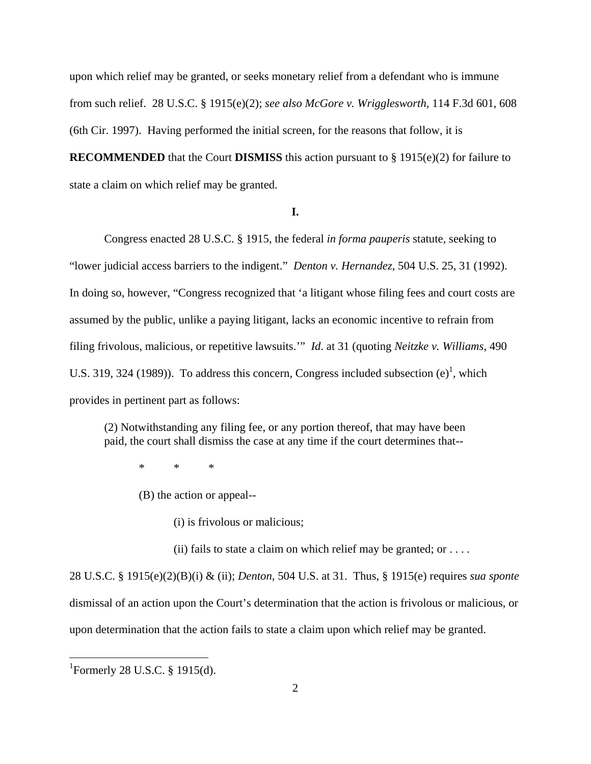upon which relief may be granted, or seeks monetary relief from a defendant who is immune from such relief. 28 U.S.C. § 1915(e)(2); *see also McGore v. Wrigglesworth*, 114 F.3d 601, 608 (6th Cir. 1997). Having performed the initial screen, for the reasons that follow, it is **RECOMMENDED** that the Court **DISMISS** this action pursuant to § 1915(e)(2) for failure to state a claim on which relief may be granted.

**I.**

Congress enacted 28 U.S.C. § 1915, the federal *in forma pauperis* statute, seeking to "lower judicial access barriers to the indigent." *Denton v. Hernandez*, 504 U.S. 25, 31 (1992). In doing so, however, "Congress recognized that 'a litigant whose filing fees and court costs are assumed by the public, unlike a paying litigant, lacks an economic incentive to refrain from filing frivolous, malicious, or repetitive lawsuits.'" *Id*. at 31 (quoting *Neitzke v. Williams*, 490 U.S. 319, 324 (1989)). To address this concern, Congress included subsection (e)[1], which provides in pertinent part as follows:

> (2) Notwithstanding any filing fee, or any portion thereof, that may have been paid, the court shall dismiss the case at any time if the court determines that--
>
> \* \* \*
>
> (B) the action or appeal--
>
> (i) is frivolous or malicious;
>
> (ii) fails to state a claim on which relief may be granted; or . . . .

28 U.S.C. § 1915(e)(2)(B)(i) & (ii); *Denton*, 504 U.S. at 31. Thus, § 1915(e) requires *sua sponte* dismissal of an action upon the Court's determination that the action is frivolous or malicious, or upon determination that the action fails to state a claim upon which relief may be granted.

---

[1]Formerly 28 U.S.C. § 1915(d).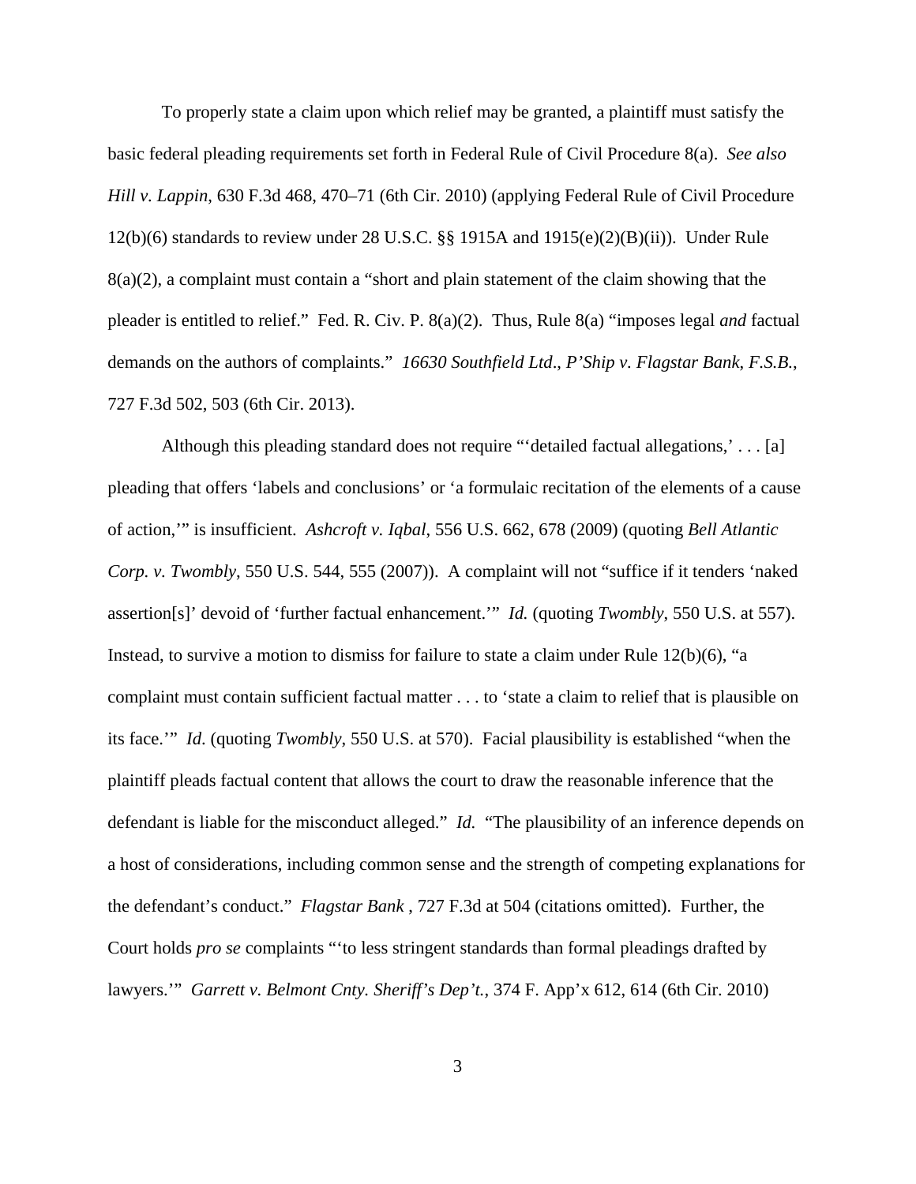To properly state a claim upon which relief may be granted, a plaintiff must satisfy the basic federal pleading requirements set forth in Federal Rule of Civil Procedure 8(a). *See also Hill v. Lappin*, 630 F.3d 468, 470–71 (6th Cir. 2010) (applying Federal Rule of Civil Procedure 12(b)(6) standards to review under 28 U.S.C. §§ 1915A and 1915(e)(2)(B)(ii)). Under Rule 8(a)(2), a complaint must contain a "short and plain statement of the claim showing that the pleader is entitled to relief." Fed. R. Civ. P. 8(a)(2). Thus, Rule 8(a) "imposes legal *and* factual demands on the authors of complaints." *16630 Southfield Ltd*., *P'Ship v. Flagstar Bank*, *F.S.B.*, 727 F.3d 502, 503 (6th Cir. 2013).

Although this pleading standard does not require "'detailed factual allegations,' . . . [a] pleading that offers 'labels and conclusions' or 'a formulaic recitation of the elements of a cause of action,'" is insufficient. *Ashcroft v. Iqbal*, 556 U.S. 662, 678 (2009) (quoting *Bell Atlantic Corp. v. Twombly*, 550 U.S. 544, 555 (2007)). A complaint will not "suffice if it tenders 'naked assertion[s]' devoid of 'further factual enhancement.'" *Id.* (quoting *Twombly*, 550 U.S. at 557). Instead, to survive a motion to dismiss for failure to state a claim under Rule 12(b)(6), "a complaint must contain sufficient factual matter . . . to 'state a claim to relief that is plausible on its face.'" *Id*. (quoting *Twombly*, 550 U.S. at 570). Facial plausibility is established "when the plaintiff pleads factual content that allows the court to draw the reasonable inference that the defendant is liable for the misconduct alleged." *Id.* "The plausibility of an inference depends on a host of considerations, including common sense and the strength of competing explanations for the defendant's conduct." *Flagstar Bank* , 727 F.3d at 504 (citations omitted). Further, the Court holds *pro se* complaints "'to less stringent standards than formal pleadings drafted by lawyers.'" *Garrett v. Belmont Cnty. Sheriff's Dep't.*, 374 F. App'x 612, 614 (6th Cir. 2010)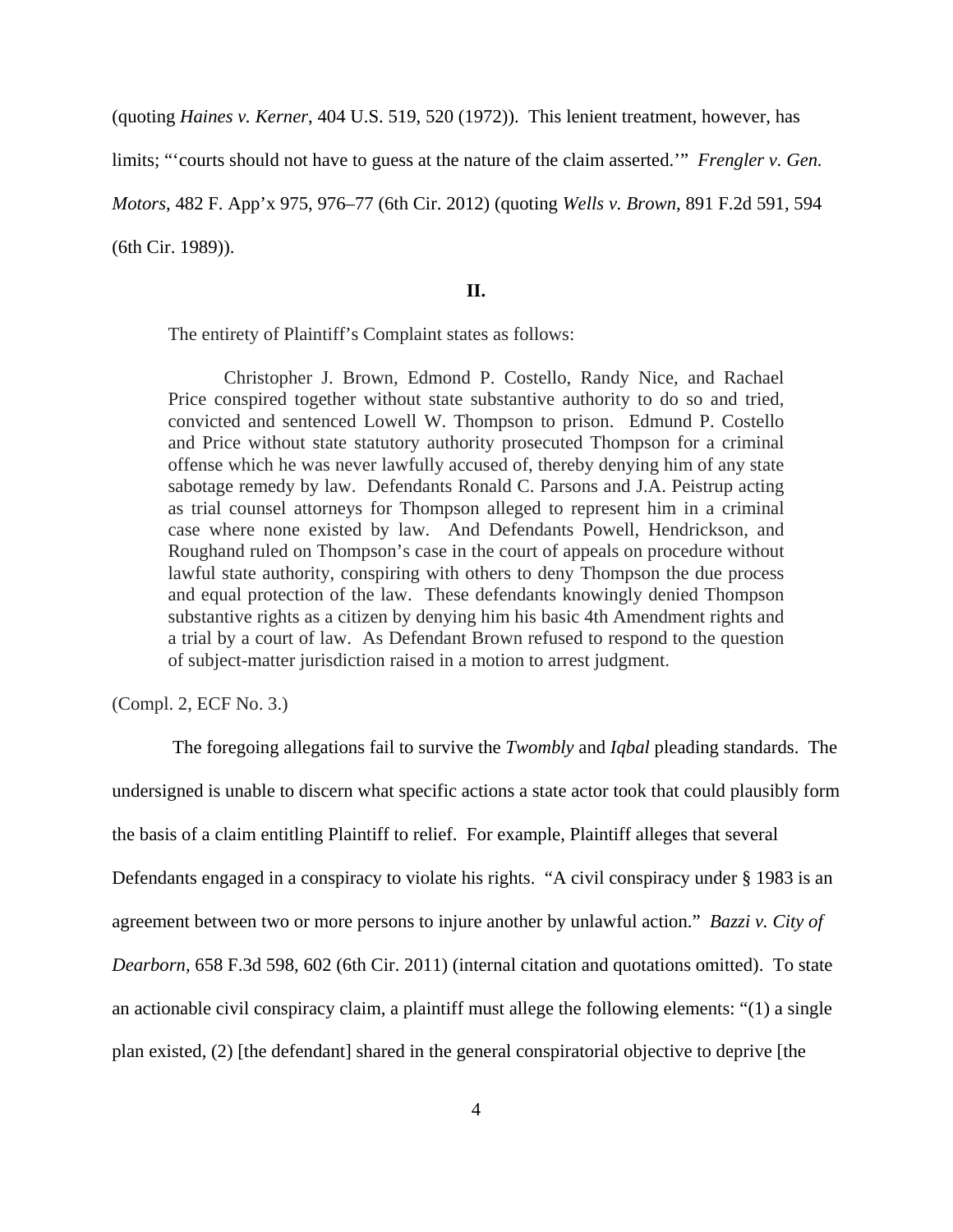(quoting *Haines v. Kerner*, 404 U.S. 519, 520 (1972)). This lenient treatment, however, has limits; "'courts should not have to guess at the nature of the claim asserted.'" *Frengler v. Gen. Motors*, 482 F. App'x 975, 976–77 (6th Cir. 2012) (quoting *Wells v. Brown*, 891 F.2d 591, 594 (6th Cir. 1989)).

## II.

The entirety of Plaintiff's Complaint states as follows:

> Christopher J. Brown, Edmond P. Costello, Randy Nice, and Rachael Price conspired together without state substantive authority to do so and tried, convicted and sentenced Lowell W. Thompson to prison. Edmund P. Costello and Price without state statutory authority prosecuted Thompson for a criminal offense which he was never lawfully accused of, thereby denying him of any state sabotage remedy by law. Defendants Ronald C. Parsons and J.A. Peistrup acting as trial counsel attorneys for Thompson alleged to represent him in a criminal case where none existed by law. And Defendants Powell, Hendrickson, and Roughand ruled on Thompson's case in the court of appeals on procedure without lawful state authority, conspiring with others to deny Thompson the due process and equal protection of the law. These defendants knowingly denied Thompson substantive rights as a citizen by denying him his basic 4th Amendment rights and a trial by a court of law. As Defendant Brown refused to respond to the question of subject-matter jurisdiction raised in a motion to arrest judgment.

(Compl. 2, ECF No. 3.)

The foregoing allegations fail to survive the *Twombly* and *Iqbal* pleading standards. The undersigned is unable to discern what specific actions a state actor took that could plausibly form the basis of a claim entitling Plaintiff to relief. For example, Plaintiff alleges that several Defendants engaged in a conspiracy to violate his rights. "A civil conspiracy under § 1983 is an agreement between two or more persons to injure another by unlawful action." *Bazzi v. City of Dearborn*, 658 F.3d 598, 602 (6th Cir. 2011) (internal citation and quotations omitted). To state an actionable civil conspiracy claim, a plaintiff must allege the following elements: "(1) a single plan existed, (2) [the defendant] shared in the general conspiratorial objective to deprive [the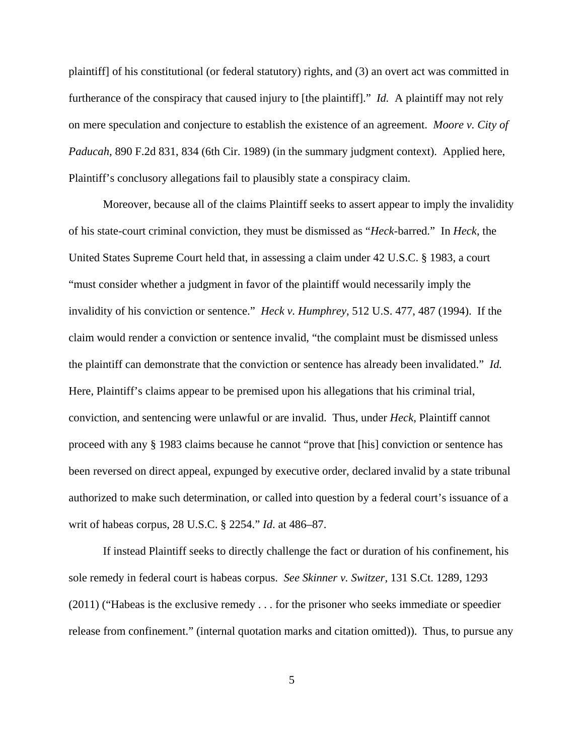plaintiff] of his constitutional (or federal statutory) rights, and (3) an overt act was committed in furtherance of the conspiracy that caused injury to [the plaintiff]." *Id.* A plaintiff may not rely on mere speculation and conjecture to establish the existence of an agreement. *Moore v. City of Paducah*, 890 F.2d 831, 834 (6th Cir. 1989) (in the summary judgment context). Applied here, Plaintiff's conclusory allegations fail to plausibly state a conspiracy claim.

Moreover, because all of the claims Plaintiff seeks to assert appear to imply the invalidity of his state-court criminal conviction, they must be dismissed as "*Heck*-barred." In *Heck*, the United States Supreme Court held that, in assessing a claim under 42 U.S.C. § 1983, a court "must consider whether a judgment in favor of the plaintiff would necessarily imply the invalidity of his conviction or sentence." *Heck v. Humphrey*, 512 U.S. 477, 487 (1994). If the claim would render a conviction or sentence invalid, "the complaint must be dismissed unless the plaintiff can demonstrate that the conviction or sentence has already been invalidated." *Id.* Here, Plaintiff's claims appear to be premised upon his allegations that his criminal trial, conviction, and sentencing were unlawful or are invalid. Thus, under *Heck*, Plaintiff cannot proceed with any § 1983 claims because he cannot "prove that [his] conviction or sentence has been reversed on direct appeal, expunged by executive order, declared invalid by a state tribunal authorized to make such determination, or called into question by a federal court's issuance of a writ of habeas corpus, 28 U.S.C. § 2254." *Id*. at 486–87.

If instead Plaintiff seeks to directly challenge the fact or duration of his confinement, his sole remedy in federal court is habeas corpus. *See Skinner v. Switzer*, 131 S.Ct. 1289, 1293 (2011) ("Habeas is the exclusive remedy . . . for the prisoner who seeks immediate or speedier release from confinement." (internal quotation marks and citation omitted)). Thus, to pursue any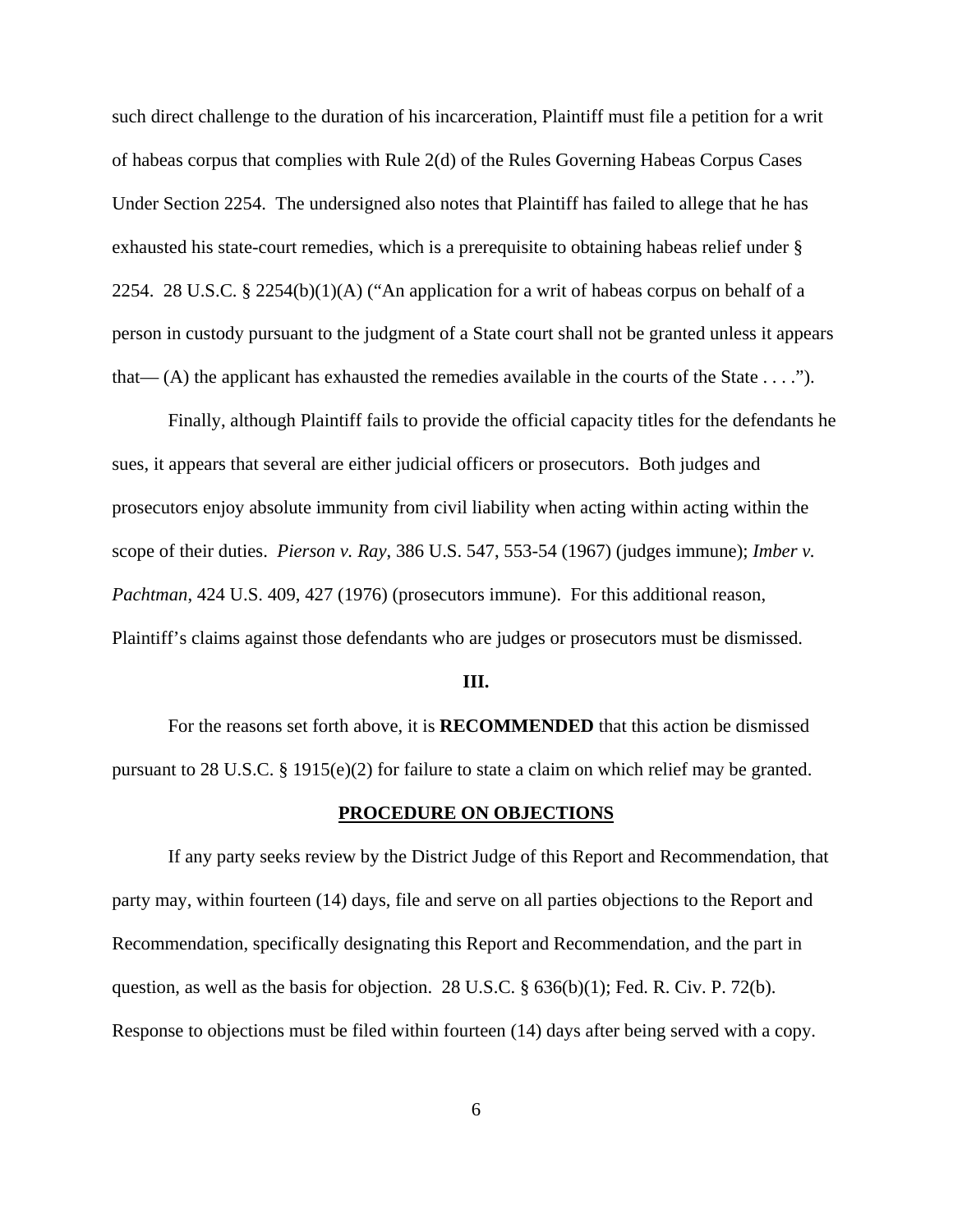such direct challenge to the duration of his incarceration, Plaintiff must file a petition for a writ of habeas corpus that complies with Rule 2(d) of the Rules Governing Habeas Corpus Cases Under Section 2254. The undersigned also notes that Plaintiff has failed to allege that he has exhausted his state-court remedies, which is a prerequisite to obtaining habeas relief under § 2254. 28 U.S.C. § 2254(b)(1)(A) ("An application for a writ of habeas corpus on behalf of a person in custody pursuant to the judgment of a State court shall not be granted unless it appears that— (A) the applicant has exhausted the remedies available in the courts of the State . . . .").

Finally, although Plaintiff fails to provide the official capacity titles for the defendants he sues, it appears that several are either judicial officers or prosecutors. Both judges and prosecutors enjoy absolute immunity from civil liability when acting within acting within the scope of their duties. *Pierson v. Ray*, 386 U.S. 547, 553-54 (1967) (judges immune); *Imber v. Pachtman*, 424 U.S. 409, 427 (1976) (prosecutors immune). For this additional reason, Plaintiff's claims against those defendants who are judges or prosecutors must be dismissed.

## III.

For the reasons set forth above, it is **RECOMMENDED** that this action be dismissed pursuant to 28 U.S.C. § 1915(e)(2) for failure to state a claim on which relief may be granted.

## PROCEDURE ON OBJECTIONS

If any party seeks review by the District Judge of this Report and Recommendation, that party may, within fourteen (14) days, file and serve on all parties objections to the Report and Recommendation, specifically designating this Report and Recommendation, and the part in question, as well as the basis for objection. 28 U.S.C. § 636(b)(1); Fed. R. Civ. P. 72(b). Response to objections must be filed within fourteen (14) days after being served with a copy.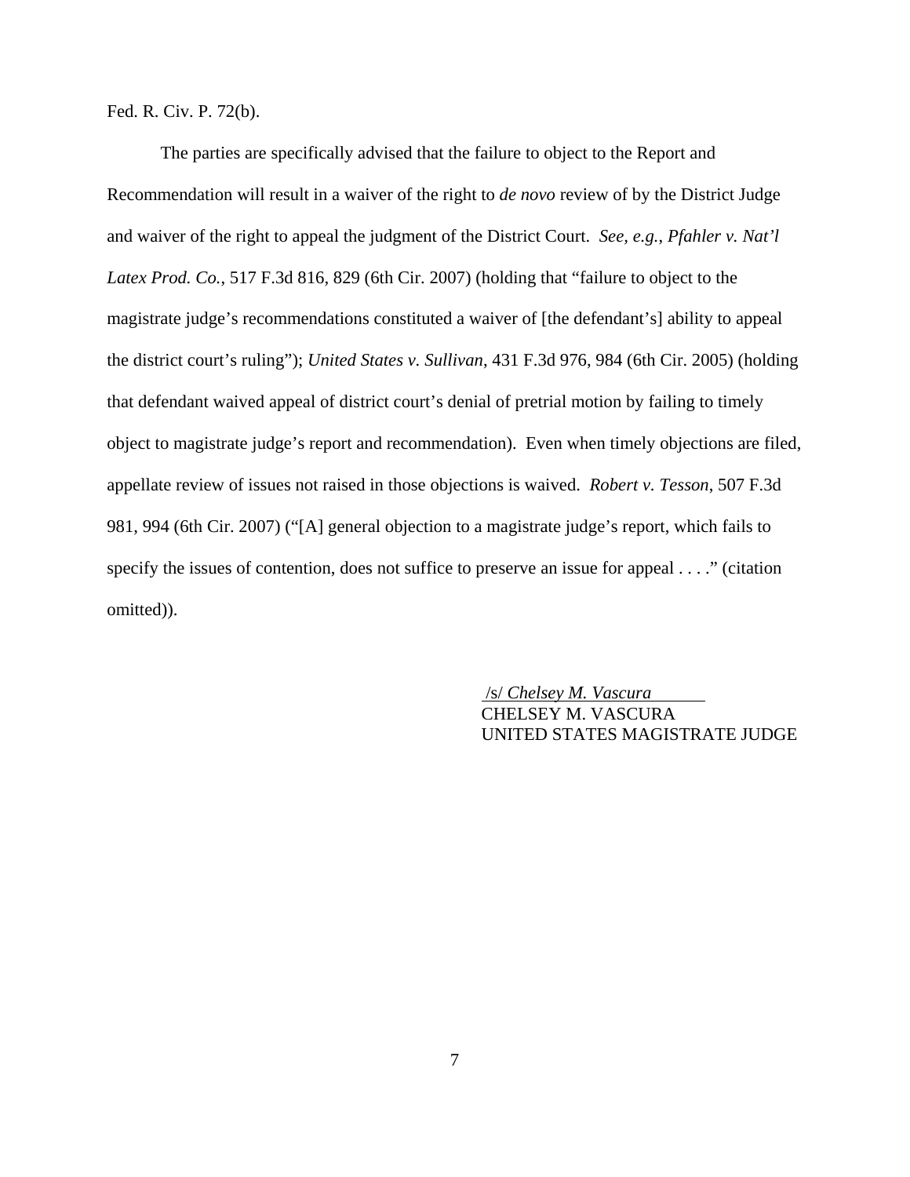Fed. R. Civ. P. 72(b).

The parties are specifically advised that the failure to object to the Report and Recommendation will result in a waiver of the right to *de novo* review of by the District Judge and waiver of the right to appeal the judgment of the District Court. *See, e.g., Pfahler v. Nat'l Latex Prod. Co.*, 517 F.3d 816, 829 (6th Cir. 2007) (holding that "failure to object to the magistrate judge's recommendations constituted a waiver of [the defendant's] ability to appeal the district court's ruling"); *United States v. Sullivan*, 431 F.3d 976, 984 (6th Cir. 2005) (holding that defendant waived appeal of district court's denial of pretrial motion by failing to timely object to magistrate judge's report and recommendation). Even when timely objections are filed, appellate review of issues not raised in those objections is waived. *Robert v. Tesson*, 507 F.3d 981, 994 (6th Cir. 2007) ("[A] general objection to a magistrate judge's report, which fails to specify the issues of contention, does not suffice to preserve an issue for appeal . . . ." (citation omitted)).

/s/ *Chelsey M. Vascura*
CHELSEY M. VASCURA
UNITED STATES MAGISTRATE JUDGE